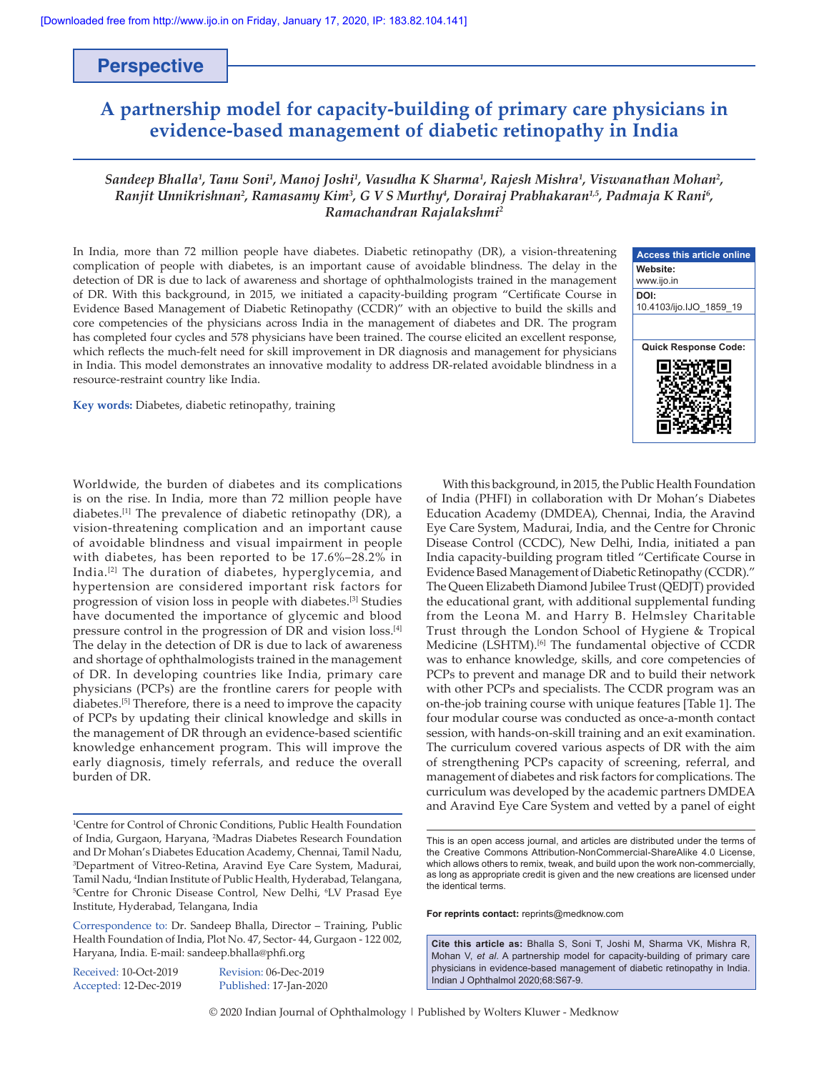**Perspective**

# A partnership model for capacity-building of primary care physicians in evidence-based management of diabetic retinopathy in India

*Sandeep Bhalla[1], Tanu Soni[1], Manoj Joshi[1], Vasudha K Sharma[1], Rajesh Mishra[1], Viswanathan Mohan[2], Ranjit Unnikrishnan[2], Ramasamy Kim[3], G V S Murthy[4], Dorairaj Prabhakaran[1,5], Padmaja K Rani[6], Ramachandran Rajalakshmi[2]*

In India, more than 72 million people have diabetes. Diabetic retinopathy (DR), a vision-threatening complication of people with diabetes, is an important cause of avoidable blindness. The delay in the detection of DR is due to lack of awareness and shortage of ophthalmologists trained in the management of DR. With this background, in 2015, we initiated a capacity-building program "Certificate Course in Evidence Based Management of Diabetic Retinopathy (CCDR)" with an objective to build the skills and core competencies of the physicians across India in the management of diabetes and DR. The program has completed four cycles and 578 physicians have been trained. The course elicited an excellent response, which reflects the much-felt need for skill improvement in DR diagnosis and management for physicians in India. This model demonstrates an innovative modality to address DR-related avoidable blindness in a resource-restraint country like India.

**Key words:** Diabetes, diabetic retinopathy, training

Access this article online
Website: www.ijo.in
DOI: 10.4103/ijo.IJO_1859_19

Worldwide, the burden of diabetes and its complications is on the rise. In India, more than 72 million people have diabetes.[1] The prevalence of diabetic retinopathy (DR), a vision-threatening complication and an important cause of avoidable blindness and visual impairment in people with diabetes, has been reported to be 17.6%–28.2% in India.[2] The duration of diabetes, hyperglycemia, and hypertension are considered important risk factors for progression of vision loss in people with diabetes.[3] Studies have documented the importance of glycemic and blood pressure control in the progression of DR and vision loss.[4] The delay in the detection of DR is due to lack of awareness and shortage of ophthalmologists trained in the management of DR. In developing countries like India, primary care physicians (PCPs) are the frontline carers for people with diabetes.[5] Therefore, there is a need to improve the capacity of PCPs by updating their clinical knowledge and skills in the management of DR through an evidence-based scientific knowledge enhancement program. This will improve the early diagnosis, timely referrals, and reduce the overall burden of DR.

With this background, in 2015, the Public Health Foundation of India (PHFI) in collaboration with Dr Mohan's Diabetes Education Academy (DMDEA), Chennai, India, the Aravind Eye Care System, Madurai, India, and the Centre for Chronic Disease Control (CCDC), New Delhi, India, initiated a pan India capacity-building program titled "Certificate Course in Evidence Based Management of Diabetic Retinopathy (CCDR)." The Queen Elizabeth Diamond Jubilee Trust (QEDJT) provided the educational grant, with additional supplemental funding from the Leona M. and Harry B. Helmsley Charitable Trust through the London School of Hygiene & Tropical Medicine (LSHTM).[6] The fundamental objective of CCDR was to enhance knowledge, skills, and core competencies of PCPs to prevent and manage DR and to build their network with other PCPs and specialists. The CCDR program was an on-the-job training course with unique features [Table 1]. The four modular course was conducted as once-a-month contact session, with hands-on-skill training and an exit examination. The curriculum covered various aspects of DR with the aim of strengthening PCPs capacity of screening, referral, and management of diabetes and risk factors for complications. The curriculum was developed by the academic partners DMDEA and Aravind Eye Care System and vetted by a panel of eight

[1]Centre for Control of Chronic Conditions, Public Health Foundation of India, Gurgaon, Haryana, [2]Madras Diabetes Research Foundation and Dr Mohan's Diabetes Education Academy, Chennai, Tamil Nadu, [3]Department of Vitreo-Retina, Aravind Eye Care System, Madurai, Tamil Nadu, [4]Indian Institute of Public Health, Hyderabad, Telangana, [5]Centre for Chronic Disease Control, New Delhi, [6]LV Prasad Eye Institute, Hyderabad, Telangana, India

Correspondence to: Dr. Sandeep Bhalla, Director – Training, Public Health Foundation of India, Plot No. 47, Sector- 44, Gurgaon - 122 002, Haryana, India. E-mail: sandeep.bhalla@phfi.org

Received: 10-Oct-2019 Revision: 06-Dec-2019
Accepted: 12-Dec-2019 Published: 17-Jan-2020

This is an open access journal, and articles are distributed under the terms of the Creative Commons Attribution-NonCommercial-ShareAlike 4.0 License, which allows others to remix, tweak, and build upon the work non-commercially, as long as appropriate credit is given and the new creations are licensed under the identical terms.

**For reprints contact:** reprints@medknow.com

**Cite this article as:** Bhalla S, Soni T, Joshi M, Sharma VK, Mishra R, Mohan V, *et al*. A partnership model for capacity-building of primary care physicians in evidence-based management of diabetic retinopathy in India. Indian J Ophthalmol 2020;68:S67-9.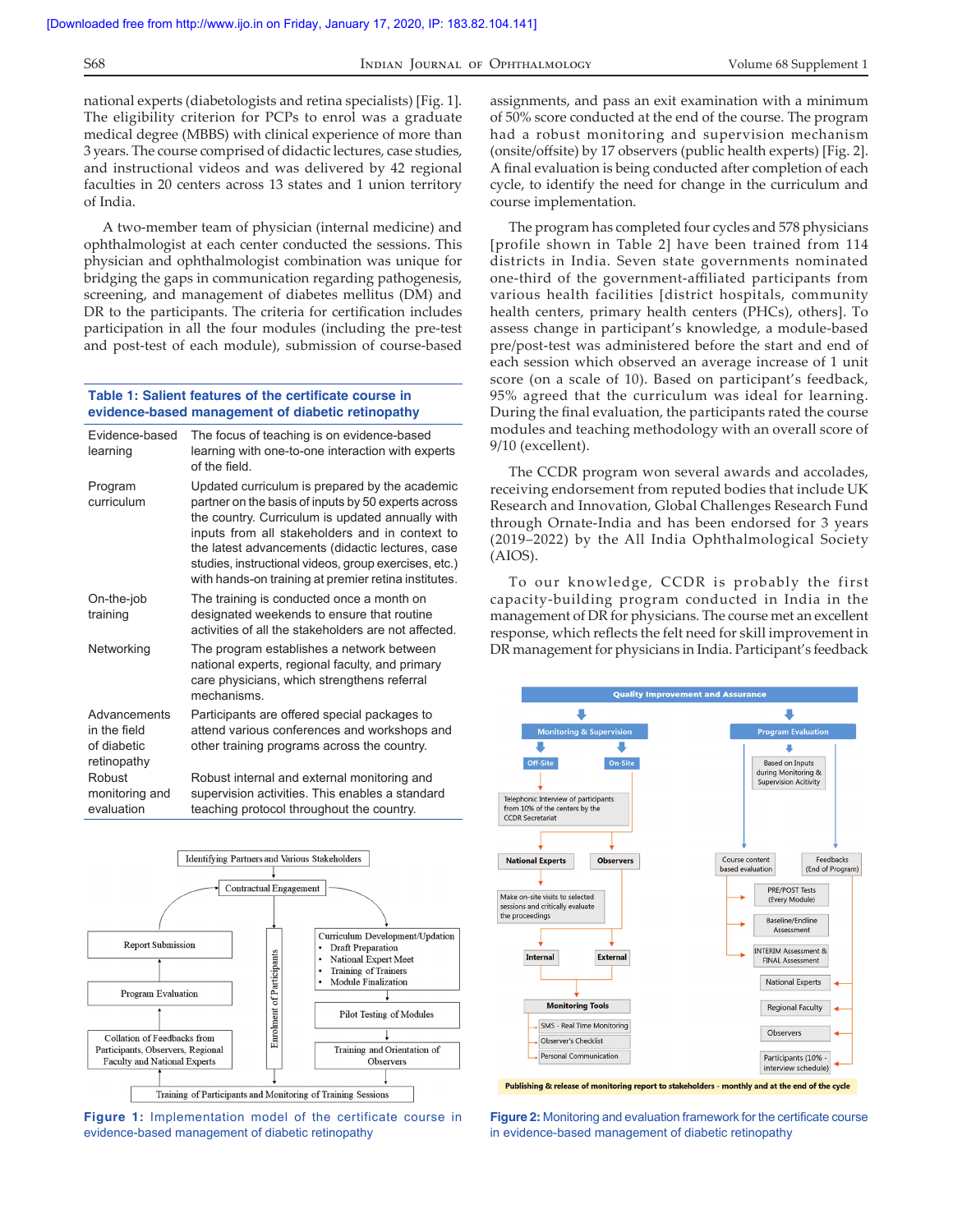national experts (diabetologists and retina specialists) [Fig. 1]. The eligibility criterion for PCPs to enrol was a graduate medical degree (MBBS) with clinical experience of more than 3 years. The course comprised of didactic lectures, case studies, and instructional videos and was delivered by 42 regional faculties in 20 centers across 13 states and 1 union territory of India.

A two-member team of physician (internal medicine) and ophthalmologist at each center conducted the sessions. This physician and ophthalmologist combination was unique for bridging the gaps in communication regarding pathogenesis, screening, and management of diabetes mellitus (DM) and DR to the participants. The criteria for certification includes participation in all the four modules (including the pre-test and post-test of each module), submission of course-based assignments, and pass an exit examination with a minimum of 50% score conducted at the end of the course. The program had a robust monitoring and supervision mechanism (onsite/offsite) by 17 observers (public health experts) [Fig. 2]. A final evaluation is being conducted after completion of each cycle, to identify the need for change in the curriculum and course implementation.

**Table 1: Salient features of the certificate course in evidence-based management of diabetic retinopathy**

| Feature | Description |
|---|---|
| Evidence-based learning | The focus of teaching is on evidence-based learning with one-to-one interaction with experts of the field. |
| Program curriculum | Updated curriculum is prepared by the academic partner on the basis of inputs by 50 experts across the country. Curriculum is updated annually with inputs from all stakeholders and in context to the latest advancements (didactic lectures, case studies, instructional videos, group exercises, etc.) with hands-on training at premier retina institutes. |
| On-the-job training | The training is conducted once a month on designated weekends to ensure that routine activities of all the stakeholders are not affected. |
| Networking | The program establishes a network between national experts, regional faculty, and primary care physicians, which strengthens referral mechanisms. |
| Advancements in the field of diabetic retinopathy | Participants are offered special packages to attend various conferences and workshops and other training programs across the country. |
| Robust monitoring and evaluation | Robust internal and external monitoring and supervision activities. This enables a standard teaching protocol throughout the country. |

The program has completed four cycles and 578 physicians [profile shown in Table 2] have been trained from 114 districts in India. Seven state governments nominated one-third of the government-affiliated participants from various health facilities [district hospitals, community health centers, primary health centers (PHCs), others]. To assess change in participant's knowledge, a module-based pre/post-test was administered before the start and end of each session which observed an average increase of 1 unit score (on a scale of 10). Based on participant's feedback, 95% agreed that the curriculum was ideal for learning. During the final evaluation, the participants rated the course modules and teaching methodology with an overall score of 9/10 (excellent).

The CCDR program won several awards and accolades, receiving endorsement from reputed bodies that include UK Research and Innovation, Global Challenges Research Fund through Ornate-India and has been endorsed for 3 years (2019–2022) by the All India Ophthalmological Society (AIOS).

To our knowledge, CCDR is probably the first capacity-building program conducted in India in the management of DR for physicians. The course met an excellent response, which reflects the felt need for skill improvement in DR management for physicians in India. Participant's feedback

**Figure 1:** Implementation model of the certificate course in evidence-based management of diabetic retinopathy

**Figure 2:** Monitoring and evaluation framework for the certificate course in evidence-based management of diabetic retinopathy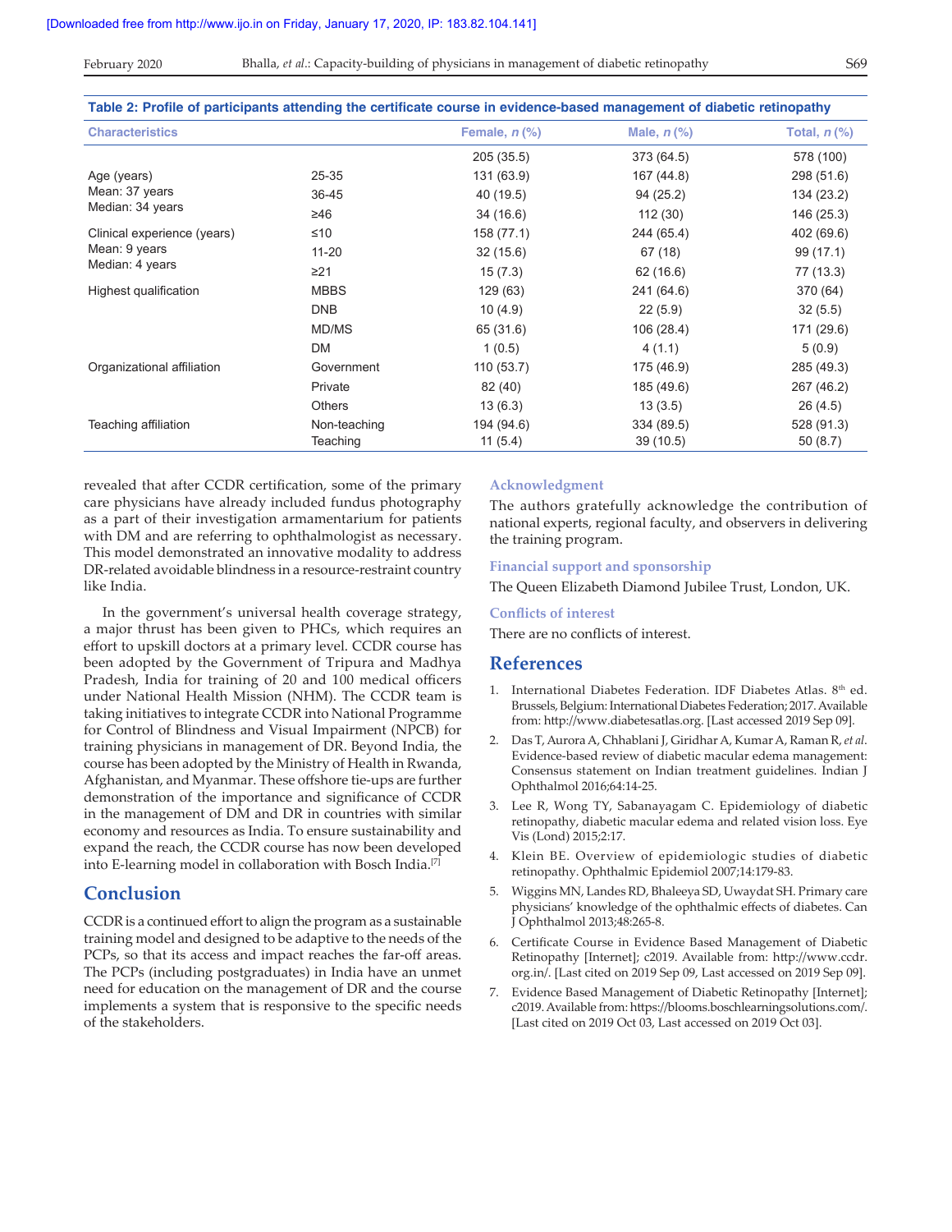Table 2: Profile of participants attending the certificate course in evidence-based management of diabetic retinopathy

| Characteristics | | Female, *n* (%) | Male, *n* (%) | Total, *n* (%) |
|---|---|---|---|---|
| | | 205 (35.5) | 373 (64.5) | 578 (100) |
| Age (years) Mean: 37 years Median: 34 years | 25-35 | 131 (63.9) | 167 (44.8) | 298 (51.6) |
| | 36-45 | 40 (19.5) | 94 (25.2) | 134 (23.2) |
| | ≥46 | 34 (16.6) | 112 (30) | 146 (25.3) |
| Clinical experience (years) Mean: 9 years Median: 4 years | ≤10 | 158 (77.1) | 244 (65.4) | 402 (69.6) |
| | 11-20 | 32 (15.6) | 67 (18) | 99 (17.1) |
| | ≥21 | 15 (7.3) | 62 (16.6) | 77 (13.3) |
| Highest qualification | MBBS | 129 (63) | 241 (64.6) | 370 (64) |
| | DNB | 10 (4.9) | 22 (5.9) | 32 (5.5) |
| | MD/MS | 65 (31.6) | 106 (28.4) | 171 (29.6) |
| | DM | 1 (0.5) | 4 (1.1) | 5 (0.9) |
| Organizational affiliation | Government | 110 (53.7) | 175 (46.9) | 285 (49.3) |
| | Private | 82 (40) | 185 (49.6) | 267 (46.2) |
| | Others | 13 (6.3) | 13 (3.5) | 26 (4.5) |
| Teaching affiliation | Non-teaching | 194 (94.6) | 334 (89.5) | 528 (91.3) |
| | Teaching | 11 (5.4) | 39 (10.5) | 50 (8.7) |

revealed that after CCDR certification, some of the primary care physicians have already included fundus photography as a part of their investigation armamentarium for patients with DM and are referring to ophthalmologist as necessary. This model demonstrated an innovative modality to address DR-related avoidable blindness in a resource-restraint country like India.

In the government's universal health coverage strategy, a major thrust has been given to PHCs, which requires an effort to upskill doctors at a primary level. CCDR course has been adopted by the Government of Tripura and Madhya Pradesh, India for training of 20 and 100 medical officers under National Health Mission (NHM). The CCDR team is taking initiatives to integrate CCDR into National Programme for Control of Blindness and Visual Impairment (NPCB) for training physicians in management of DR. Beyond India, the course has been adopted by the Ministry of Health in Rwanda, Afghanistan, and Myanmar. These offshore tie-ups are further demonstration of the importance and significance of CCDR in the management of DM and DR in countries with similar economy and resources as India. To ensure sustainability and expand the reach, the CCDR course has now been developed into E-learning model in collaboration with Bosch India.[7]

## Conclusion

CCDR is a continued effort to align the program as a sustainable training model and designed to be adaptive to the needs of the PCPs, so that its access and impact reaches the far-off areas. The PCPs (including postgraduates) in India have an unmet need for education on the management of DR and the course implements a system that is responsive to the specific needs of the stakeholders.

### Acknowledgment

The authors gratefully acknowledge the contribution of national experts, regional faculty, and observers in delivering the training program.

### Financial support and sponsorship

The Queen Elizabeth Diamond Jubilee Trust, London, UK.

### Conflicts of interest

There are no conflicts of interest.

## References

1. International Diabetes Federation. IDF Diabetes Atlas. 8th ed. Brussels, Belgium: International Diabetes Federation; 2017. Available from: http://www.diabetesatlas.org. [Last accessed 2019 Sep 09].
2. Das T, Aurora A, Chhablani J, Giridhar A, Kumar A, Raman R, *et al*. Evidence-based review of diabetic macular edema management: Consensus statement on Indian treatment guidelines. Indian J Ophthalmol 2016;64:14-25.
3. Lee R, Wong TY, Sabanayagam C. Epidemiology of diabetic retinopathy, diabetic macular edema and related vision loss. Eye Vis (Lond) 2015;2:17.
4. Klein BE. Overview of epidemiologic studies of diabetic retinopathy. Ophthalmic Epidemiol 2007;14:179-83.
5. Wiggins MN, Landes RD, Bhaleeya SD, Uwaydat SH. Primary care physicians' knowledge of the ophthalmic effects of diabetes. Can J Ophthalmol 2013;48:265-8.
6. Certificate Course in Evidence Based Management of Diabetic Retinopathy [Internet]; c2019. Available from: http://www.ccdr.org.in/. [Last cited on 2019 Sep 09, Last accessed on 2019 Sep 09].
7. Evidence Based Management of Diabetic Retinopathy [Internet]; c2019. Available from: https://blooms.boschlearningsolutions.com/. [Last cited on 2019 Oct 03, Last accessed on 2019 Oct 03].